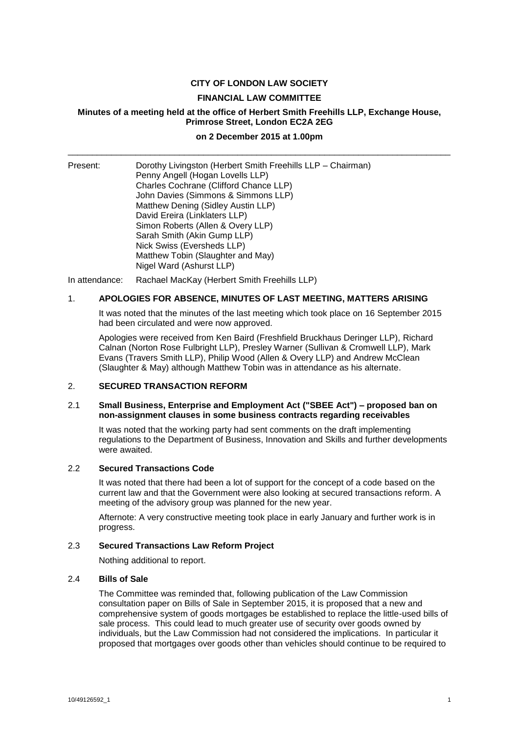**CITY OF LONDON LAW SOCIETY**

**FINANCIAL LAW COMMITTEE**

**Minutes of a meeting held at the office of Herbert Smith Freehills LLP, Exchange House, Primrose Street, London EC2A 2EG**

**on 2 December 2015 at 1.00pm**

---

Present: Dorothy Livingston (Herbert Smith Freehills LLP – Chairman)
Penny Angell (Hogan Lovells LLP)
Charles Cochrane (Clifford Chance LLP)
John Davies (Simmons & Simmons LLP)
Matthew Dening (Sidley Austin LLP)
David Ereira (Linklaters LLP)
Simon Roberts (Allen & Overy LLP)
Sarah Smith (Akin Gump LLP)
Nick Swiss (Eversheds LLP)
Matthew Tobin (Slaughter and May)
Nigel Ward (Ashurst LLP)

In attendance: Rachael MacKay (Herbert Smith Freehills LLP)

## 1. APOLOGIES FOR ABSENCE, MINUTES OF LAST MEETING, MATTERS ARISING

It was noted that the minutes of the last meeting which took place on 16 September 2015 had been circulated and were now approved.

Apologies were received from Ken Baird (Freshfield Bruckhaus Deringer LLP), Richard Calnan (Norton Rose Fulbright LLP), Presley Warner (Sullivan & Cromwell LLP), Mark Evans (Travers Smith LLP), Philip Wood (Allen & Overy LLP) and Andrew McClean (Slaughter & May) although Matthew Tobin was in attendance as his alternate.

## 2. SECURED TRANSACTION REFORM

### 2.1 Small Business, Enterprise and Employment Act ("SBEE Act") – proposed ban on non-assignment clauses in some business contracts regarding receivables

It was noted that the working party had sent comments on the draft implementing regulations to the Department of Business, Innovation and Skills and further developments were awaited.

### 2.2 Secured Transactions Code

It was noted that there had been a lot of support for the concept of a code based on the current law and that the Government were also looking at secured transactions reform. A meeting of the advisory group was planned for the new year.

Afternote: A very constructive meeting took place in early January and further work is in progress.

### 2.3 Secured Transactions Law Reform Project

Nothing additional to report.

### 2.4 Bills of Sale

The Committee was reminded that, following publication of the Law Commission consultation paper on Bills of Sale in September 2015, it is proposed that a new and comprehensive system of goods mortgages be established to replace the little-used bills of sale process. This could lead to much greater use of security over goods owned by individuals, but the Law Commission had not considered the implications. In particular it proposed that mortgages over goods other than vehicles should continue to be required to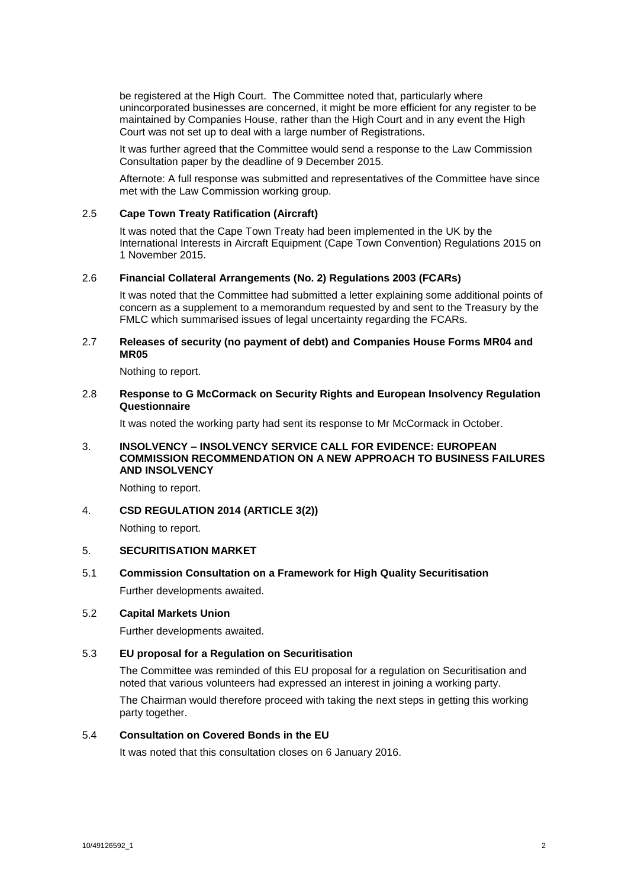be registered at the High Court. The Committee noted that, particularly where unincorporated businesses are concerned, it might be more efficient for any register to be maintained by Companies House, rather than the High Court and in any event the High Court was not set up to deal with a large number of Registrations.

It was further agreed that the Committee would send a response to the Law Commission Consultation paper by the deadline of 9 December 2015.

Afternote: A full response was submitted and representatives of the Committee have since met with the Law Commission working group.

### 2.5 Cape Town Treaty Ratification (Aircraft)

It was noted that the Cape Town Treaty had been implemented in the UK by the International Interests in Aircraft Equipment (Cape Town Convention) Regulations 2015 on 1 November 2015.

### 2.6 Financial Collateral Arrangements (No. 2) Regulations 2003 (FCARs)

It was noted that the Committee had submitted a letter explaining some additional points of concern as a supplement to a memorandum requested by and sent to the Treasury by the FMLC which summarised issues of legal uncertainty regarding the FCARs.

### 2.7 Releases of security (no payment of debt) and Companies House Forms MR04 and MR05

Nothing to report.

### 2.8 Response to G McCormack on Security Rights and European Insolvency Regulation Questionnaire

It was noted the working party had sent its response to Mr McCormack in October.

## 3. INSOLVENCY – INSOLVENCY SERVICE CALL FOR EVIDENCE: EUROPEAN COMMISSION RECOMMENDATION ON A NEW APPROACH TO BUSINESS FAILURES AND INSOLVENCY

Nothing to report.

## 4. CSD REGULATION 2014 (ARTICLE 3(2))

Nothing to report.

## 5. SECURITISATION MARKET

### 5.1 Commission Consultation on a Framework for High Quality Securitisation

Further developments awaited.

### 5.2 Capital Markets Union

Further developments awaited.

### 5.3 EU proposal for a Regulation on Securitisation

The Committee was reminded of this EU proposal for a regulation on Securitisation and noted that various volunteers had expressed an interest in joining a working party.

The Chairman would therefore proceed with taking the next steps in getting this working party together.

### 5.4 Consultation on Covered Bonds in the EU

It was noted that this consultation closes on 6 January 2016.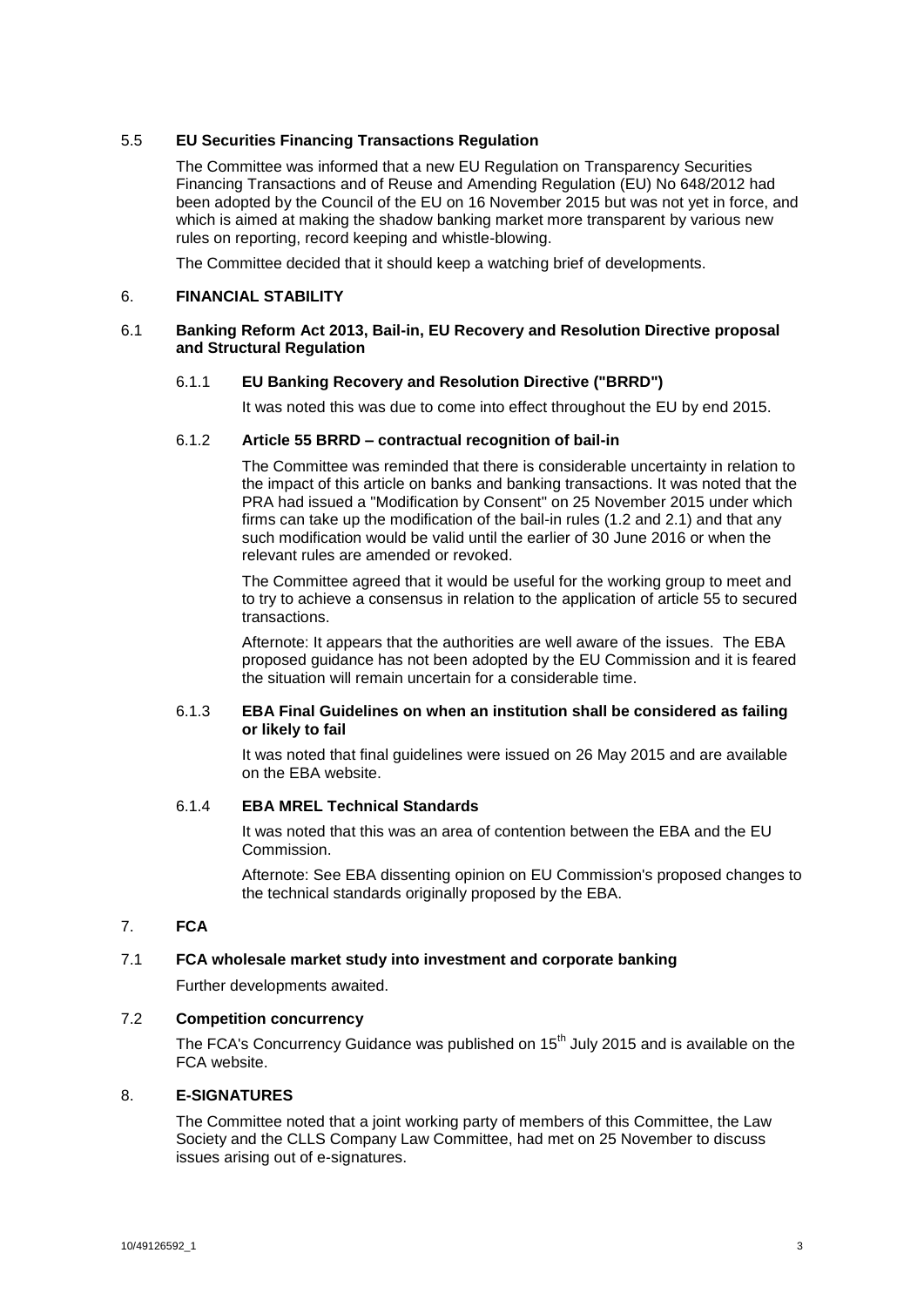### 5.5 **EU Securities Financing Transactions Regulation**

The Committee was informed that a new EU Regulation on Transparency Securities Financing Transactions and of Reuse and Amending Regulation (EU) No 648/2012 had been adopted by the Council of the EU on 16 November 2015 but was not yet in force, and which is aimed at making the shadow banking market more transparent by various new rules on reporting, record keeping and whistle-blowing.

The Committee decided that it should keep a watching brief of developments.

## 6. **FINANCIAL STABILITY**

### 6.1 **Banking Reform Act 2013, Bail-in, EU Recovery and Resolution Directive proposal and Structural Regulation**

#### 6.1.1 **EU Banking Recovery and Resolution Directive ("BRRD")**

It was noted this was due to come into effect throughout the EU by end 2015.

#### 6.1.2 **Article 55 BRRD – contractual recognition of bail-in**

The Committee was reminded that there is considerable uncertainty in relation to the impact of this article on banks and banking transactions. It was noted that the PRA had issued a "Modification by Consent" on 25 November 2015 under which firms can take up the modification of the bail-in rules (1.2 and 2.1) and that any such modification would be valid until the earlier of 30 June 2016 or when the relevant rules are amended or revoked.

The Committee agreed that it would be useful for the working group to meet and to try to achieve a consensus in relation to the application of article 55 to secured transactions.

Afternote: It appears that the authorities are well aware of the issues. The EBA proposed guidance has not been adopted by the EU Commission and it is feared the situation will remain uncertain for a considerable time.

#### 6.1.3 **EBA Final Guidelines on when an institution shall be considered as failing or likely to fail**

It was noted that final guidelines were issued on 26 May 2015 and are available on the EBA website.

#### 6.1.4 **EBA MREL Technical Standards**

It was noted that this was an area of contention between the EBA and the EU Commission.

Afternote: See EBA dissenting opinion on EU Commission's proposed changes to the technical standards originally proposed by the EBA.

## 7. **FCA**

### 7.1 **FCA wholesale market study into investment and corporate banking**

Further developments awaited.

### 7.2 **Competition concurrency**

The FCA's Concurrency Guidance was published on 15th July 2015 and is available on the FCA website.

## 8. **E-SIGNATURES**

The Committee noted that a joint working party of members of this Committee, the Law Society and the CLLS Company Law Committee, had met on 25 November to discuss issues arising out of e-signatures.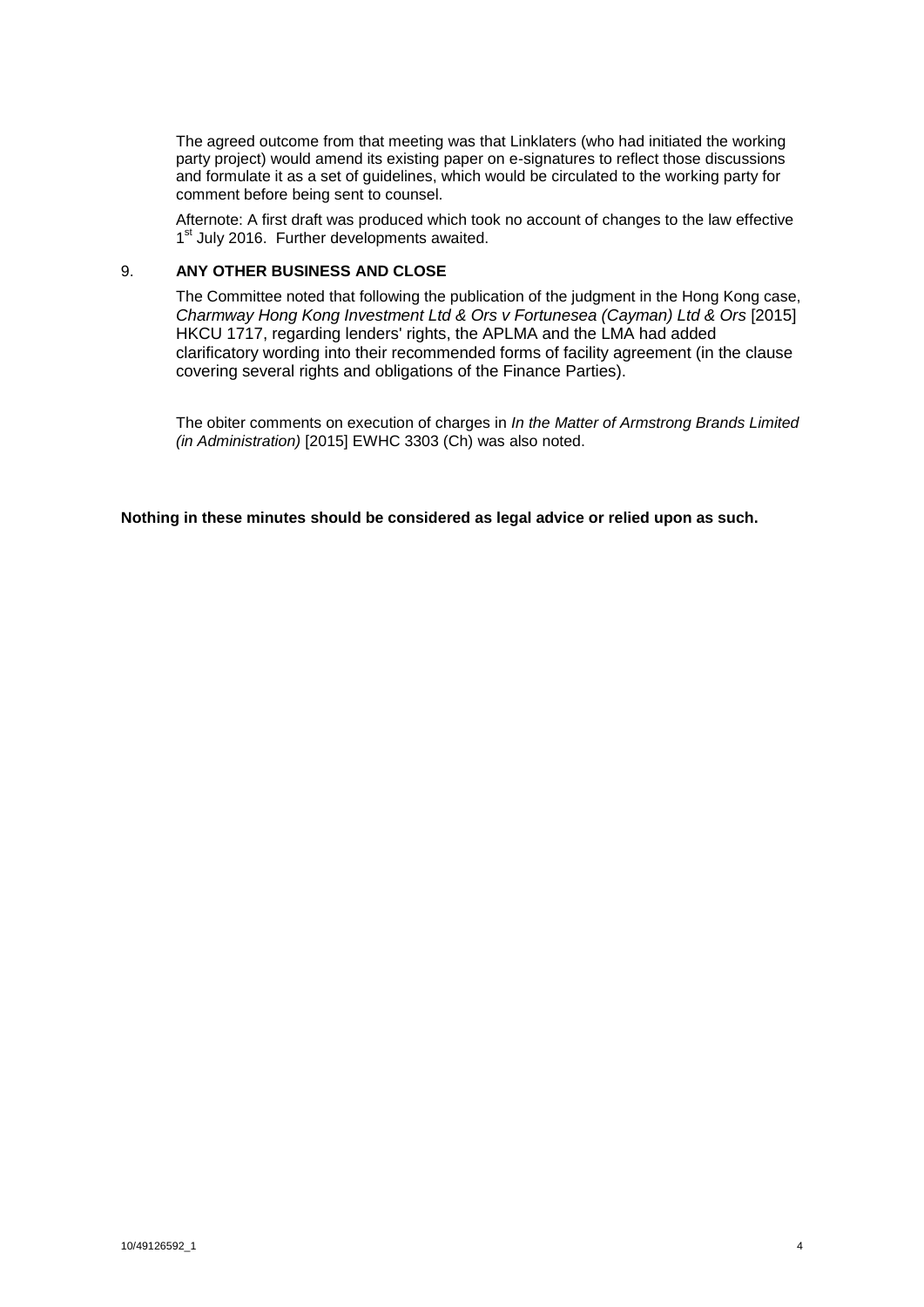The agreed outcome from that meeting was that Linklaters (who had initiated the working party project) would amend its existing paper on e-signatures to reflect those discussions and formulate it as a set of guidelines, which would be circulated to the working party for comment before being sent to counsel.

Afternote: A first draft was produced which took no account of changes to the law effective 1st July 2016. Further developments awaited.

## 9. ANY OTHER BUSINESS AND CLOSE

The Committee noted that following the publication of the judgment in the Hong Kong case, *Charmway Hong Kong Investment Ltd & Ors v Fortunesea (Cayman) Ltd & Ors* [2015] HKCU 1717, regarding lenders' rights, the APLMA and the LMA had added clarificatory wording into their recommended forms of facility agreement (in the clause covering several rights and obligations of the Finance Parties).

The obiter comments on execution of charges in *In the Matter of Armstrong Brands Limited (in Administration)* [2015] EWHC 3303 (Ch) was also noted.

**Nothing in these minutes should be considered as legal advice or relied upon as such.**

10/49126592_1